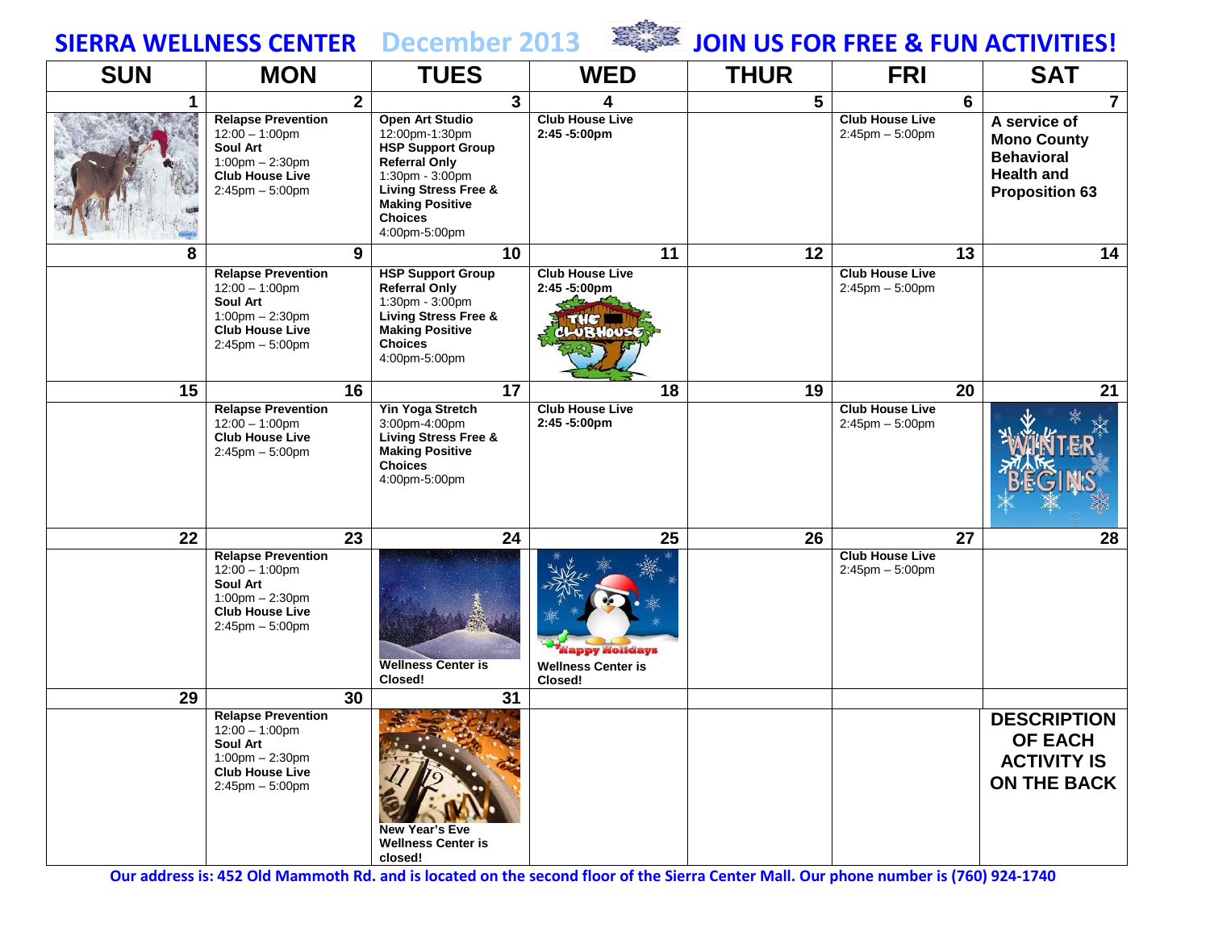# SIERRA WELLNESS CENTER December 2013 JOIN US FOR FREE & FUN ACTIVITIES!

| SUN | MON | TUES | WED | THUR | FRI | SAT |
|---|---|---|---|---|---|---|
| 1 | 2 | 3 | 4 | 5 | 6 | 7 |
| | **Relapse Prevention** 12:00 – 1:00pm **Soul Art** 1:00pm – 2:30pm **Club House Live** 2:45pm – 5:00pm | **Open Art Studio** 12:00pm-1:30pm **HSP Support Group Referral Only** 1:30pm - 3:00pm **Living Stress Free & Making Positive Choices** 4:00pm-5:00pm | **Club House Live 2:45 -5:00pm** | | **Club House Live** 2:45pm – 5:00pm | **A service of Mono County Behavioral Health and Proposition 63** |
| 8 | 9 | 10 | 11 | 12 | 13 | 14 |
| | **Relapse Prevention** 12:00 – 1:00pm **Soul Art** 1:00pm – 2:30pm **Club House Live** 2:45pm – 5:00pm | **HSP Support Group Referral Only** 1:30pm - 3:00pm **Living Stress Free & Making Positive Choices** 4:00pm-5:00pm | **Club House Live 2:45 -5:00pm** | | **Club House Live** 2:45pm – 5:00pm | |
| 15 | 16 | 17 | 18 | 19 | 20 | 21 |
| | **Relapse Prevention** 12:00 – 1:00pm **Club House Live** 2:45pm – 5:00pm | **Yin Yoga Stretch** 3:00pm-4:00pm **Living Stress Free & Making Positive Choices** 4:00pm-5:00pm | **Club House Live 2:45 -5:00pm** | | **Club House Live** 2:45pm – 5:00pm | |
| 22 | 23 | 24 | 25 | 26 | 27 | 28 |
| | **Relapse Prevention** 12:00 – 1:00pm **Soul Art** 1:00pm – 2:30pm **Club House Live** 2:45pm – 5:00pm | **Wellness Center is Closed!** | **Wellness Center is Closed!** | | **Club House Live** 2:45pm – 5:00pm | |
| 29 | 30 | 31 | | | | |
| | **Relapse Prevention** 12:00 – 1:00pm **Soul Art** 1:00pm – 2:30pm **Club House Live** 2:45pm – 5:00pm | **New Year's Eve Wellness Center is closed!** | | | | **DESCRIPTION OF EACH ACTIVITY IS ON THE BACK** |

**Our address is: 452 Old Mammoth Rd. and is located on the second floor of the Sierra Center Mall. Our phone number is (760) 924-1740**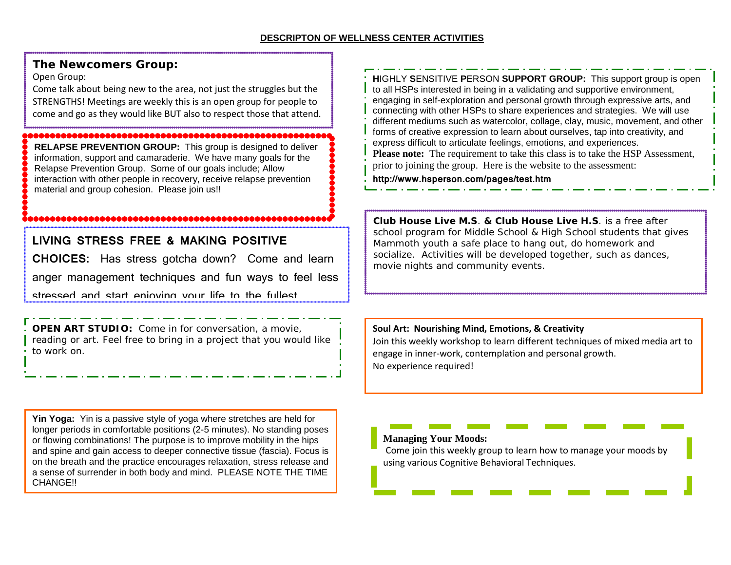## DESCRIPTON OF WELLNESS CENTER ACTIVITIES

### The Newcomers Group:

Open Group:

Come talk about being new to the area, not just the struggles but the STRENGTHS! Meetings are weekly this is an open group for people to come and go as they would like BUT also to respect those that attend.

**RELAPSE PREVENTION GROUP:** This group is designed to deliver information, support and camaraderie. We have many goals for the Relapse Prevention Group. Some of our goals include; Allow interaction with other people in recovery, receive relapse prevention material and group cohesion. Please join us!!

**LIVING STRESS FREE & MAKING POSITIVE CHOICES:** Has stress gotcha down? Come and learn anger management techniques and fun ways to feel less stressed and start enjoying your life to the fullest

**OPEN ART STUDIO:** Come in for conversation, a movie, reading or art. Feel free to bring in a project that you would like to work on.

**Yin Yoga:** Yin is a passive style of yoga where stretches are held for longer periods in comfortable positions (2-5 minutes). No standing poses or flowing combinations! The purpose is to improve mobility in the hips and spine and gain access to deeper connective tissue (fascia). Focus is on the breath and the practice encourages relaxation, stress release and a sense of surrender in both body and mind. PLEASE NOTE THE TIME CHANGE!!

**H**IGHLY **S**ENSITIVE **P**ERSON **SUPPORT GROUP:** This support group is open to all HSPs interested in being in a validating and supportive environment, engaging in self-exploration and personal growth through expressive arts, and connecting with other HSPs to share experiences and strategies. We will use different mediums such as watercolor, collage, clay, music, movement, and other forms of creative expression to learn about ourselves, tap into creativity, and express difficult to articulate feelings, emotions, and experiences.

**Please note:** The requirement to take this class is to take the HSP Assessment, prior to joining the group. Here is the website to the assessment:

**http://www.hsperson.com/pages/test.htm**

**Club House Live M.S. & Club House Live H.S.** is a free after school program for Middle School & High School students that gives Mammoth youth a safe place to hang out, do homework and socialize. Activities will be developed together, such as dances, movie nights and community events.

**Soul Art: Nourishing Mind, Emotions, & Creativity**

Join this weekly workshop to learn different techniques of mixed media art to engage in inner-work, contemplation and personal growth.

No experience required!

**Managing Your Moods:**

Come join this weekly group to learn how to manage your moods by using various Cognitive Behavioral Techniques.